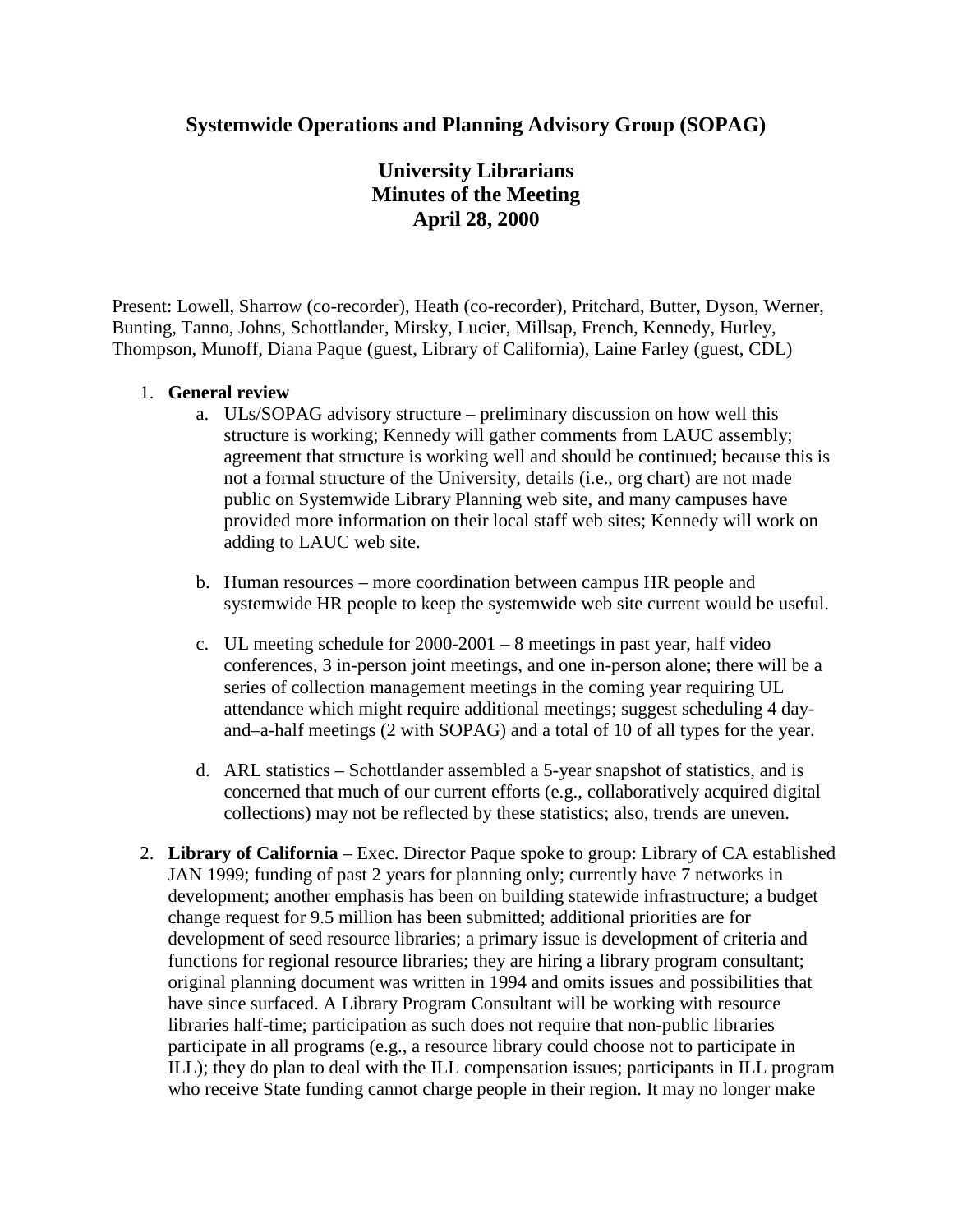# Systemwide Operations and Planning Advisory Group (SOPAG)

## University Librarians
## Minutes of the Meeting
## April 28, 2000

Present: Lowell, Sharrow (co-recorder), Heath (co-recorder), Pritchard, Butter, Dyson, Werner, Bunting, Tanno, Johns, Schottlander, Mirsky, Lucier, Millsap, French, Kennedy, Hurley, Thompson, Munoff, Diana Paque (guest, Library of California), Laine Farley (guest, CDL)

1. **General review**
   a. ULs/SOPAG advisory structure – preliminary discussion on how well this structure is working; Kennedy will gather comments from LAUC assembly; agreement that structure is working well and should be continued; because this is not a formal structure of the University, details (i.e., org chart) are not made public on Systemwide Library Planning web site, and many campuses have provided more information on their local staff web sites; Kennedy will work on adding to LAUC web site.

   b. Human resources – more coordination between campus HR people and systemwide HR people to keep the systemwide web site current would be useful.

   c. UL meeting schedule for 2000-2001 – 8 meetings in past year, half video conferences, 3 in-person joint meetings, and one in-person alone; there will be a series of collection management meetings in the coming year requiring UL attendance which might require additional meetings; suggest scheduling 4 day-and–a-half meetings (2 with SOPAG) and a total of 10 of all types for the year.

   d. ARL statistics – Schottlander assembled a 5-year snapshot of statistics, and is concerned that much of our current efforts (e.g., collaboratively acquired digital collections) may not be reflected by these statistics; also, trends are uneven.

2. **Library of California** – Exec. Director Paque spoke to group: Library of CA established JAN 1999; funding of past 2 years for planning only; currently have 7 networks in development; another emphasis has been on building statewide infrastructure; a budget change request for 9.5 million has been submitted; additional priorities are for development of seed resource libraries; a primary issue is development of criteria and functions for regional resource libraries; they are hiring a library program consultant; original planning document was written in 1994 and omits issues and possibilities that have since surfaced. A Library Program Consultant will be working with resource libraries half-time; participation as such does not require that non-public libraries participate in all programs (e.g., a resource library could choose not to participate in ILL); they do plan to deal with the ILL compensation issues; participants in ILL program who receive State funding cannot charge people in their region. It may no longer make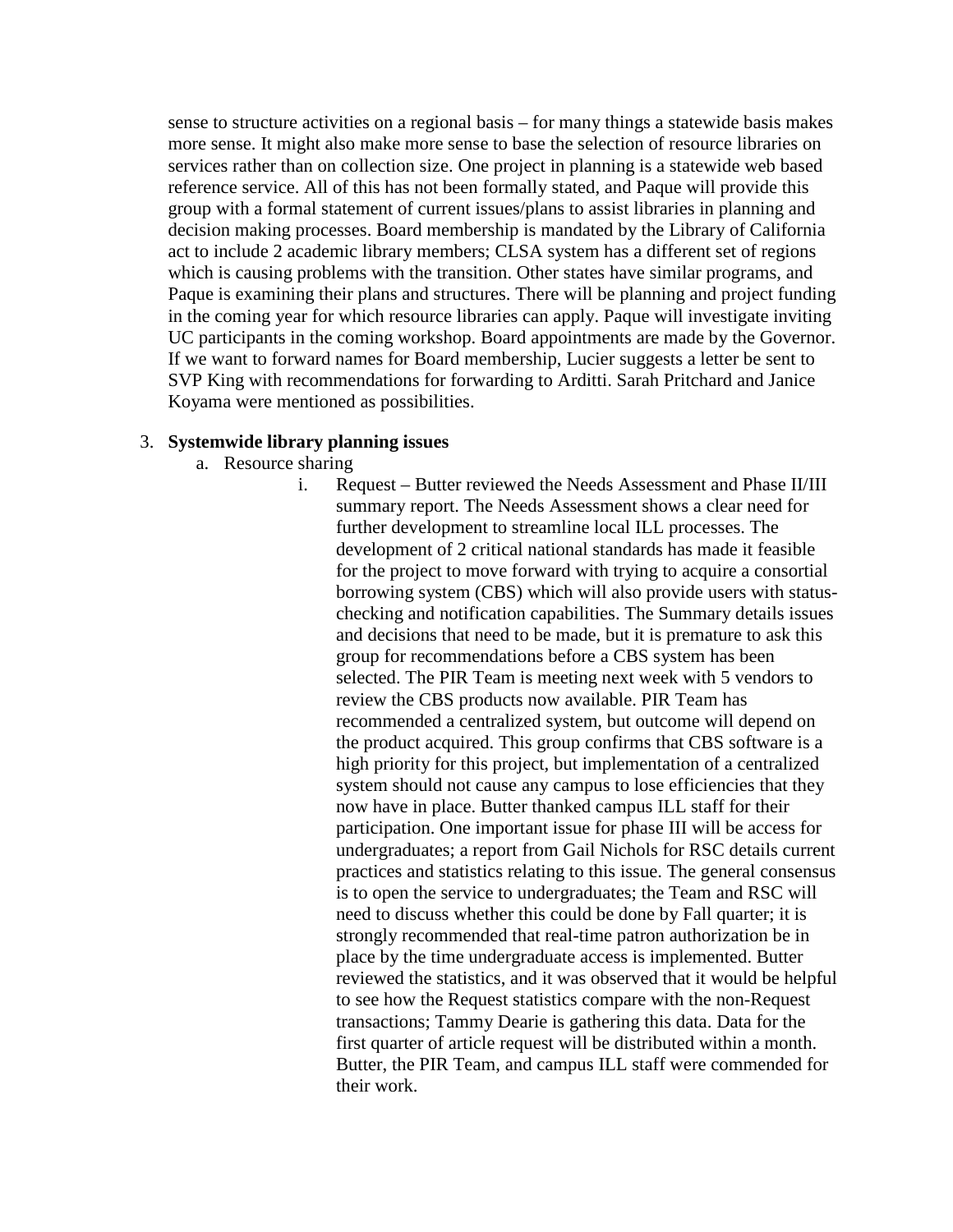sense to structure activities on a regional basis – for many things a statewide basis makes more sense. It might also make more sense to base the selection of resource libraries on services rather than on collection size. One project in planning is a statewide web based reference service. All of this has not been formally stated, and Paque will provide this group with a formal statement of current issues/plans to assist libraries in planning and decision making processes. Board membership is mandated by the Library of California act to include 2 academic library members; CLSA system has a different set of regions which is causing problems with the transition. Other states have similar programs, and Paque is examining their plans and structures. There will be planning and project funding in the coming year for which resource libraries can apply. Paque will investigate inviting UC participants in the coming workshop. Board appointments are made by the Governor. If we want to forward names for Board membership, Lucier suggests a letter be sent to SVP King with recommendations for forwarding to Arditti. Sarah Pritchard and Janice Koyama were mentioned as possibilities.

3. **Systemwide library planning issues**
   a. Resource sharing
      i. Request – Butter reviewed the Needs Assessment and Phase II/III summary report. The Needs Assessment shows a clear need for further development to streamline local ILL processes. The development of 2 critical national standards has made it feasible for the project to move forward with trying to acquire a consortial borrowing system (CBS) which will also provide users with status-checking and notification capabilities. The Summary details issues and decisions that need to be made, but it is premature to ask this group for recommendations before a CBS system has been selected. The PIR Team is meeting next week with 5 vendors to review the CBS products now available. PIR Team has recommended a centralized system, but outcome will depend on the product acquired. This group confirms that CBS software is a high priority for this project, but implementation of a centralized system should not cause any campus to lose efficiencies that they now have in place. Butter thanked campus ILL staff for their participation. One important issue for phase III will be access for undergraduates; a report from Gail Nichols for RSC details current practices and statistics relating to this issue. The general consensus is to open the service to undergraduates; the Team and RSC will need to discuss whether this could be done by Fall quarter; it is strongly recommended that real-time patron authorization be in place by the time undergraduate access is implemented. Butter reviewed the statistics, and it was observed that it would be helpful to see how the Request statistics compare with the non-Request transactions; Tammy Dearie is gathering this data. Data for the first quarter of article request will be distributed within a month. Butter, the PIR Team, and campus ILL staff were commended for their work.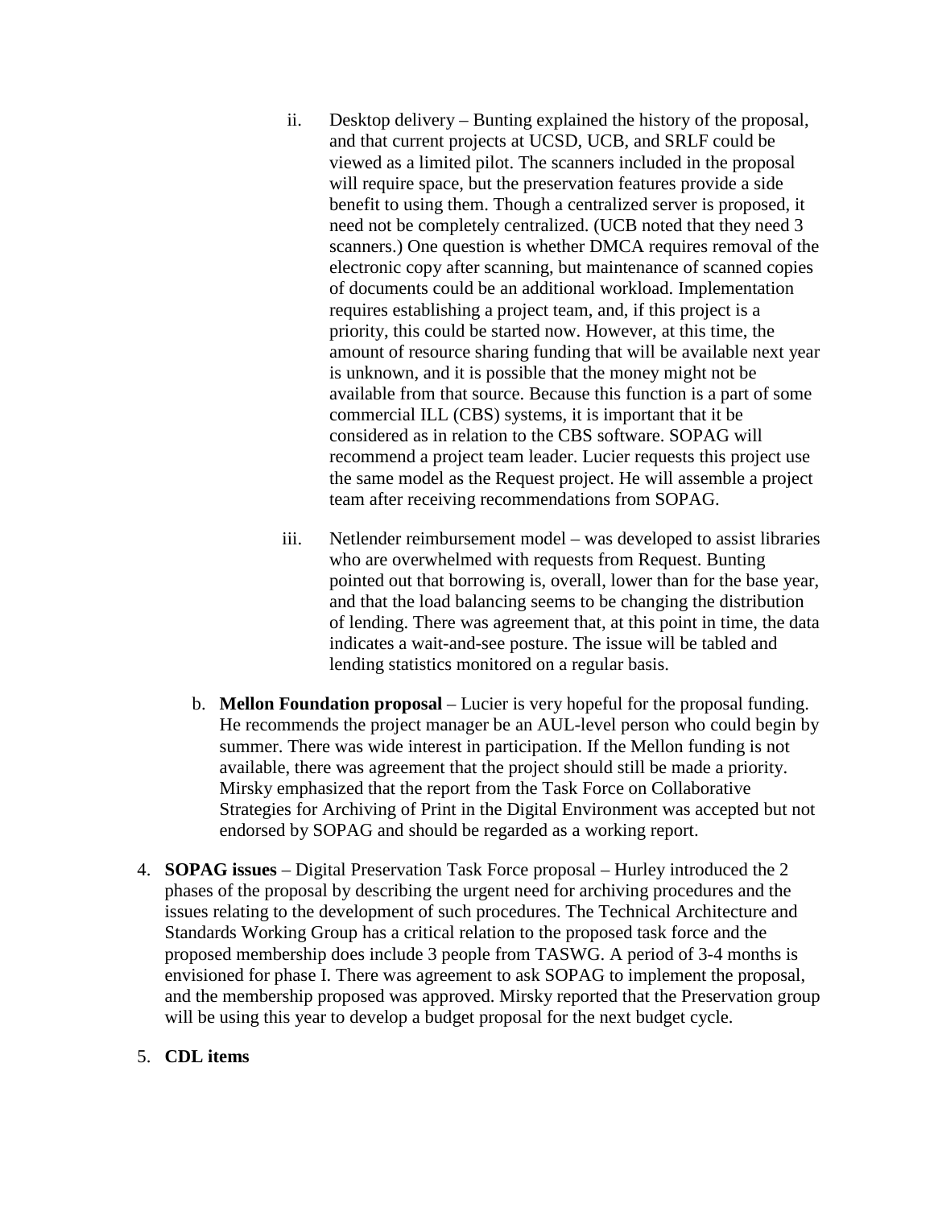ii. Desktop delivery – Bunting explained the history of the proposal, and that current projects at UCSD, UCB, and SRLF could be viewed as a limited pilot. The scanners included in the proposal will require space, but the preservation features provide a side benefit to using them. Though a centralized server is proposed, it need not be completely centralized. (UCB noted that they need 3 scanners.) One question is whether DMCA requires removal of the electronic copy after scanning, but maintenance of scanned copies of documents could be an additional workload. Implementation requires establishing a project team, and, if this project is a priority, this could be started now. However, at this time, the amount of resource sharing funding that will be available next year is unknown, and it is possible that the money might not be available from that source. Because this function is a part of some commercial ILL (CBS) systems, it is important that it be considered as in relation to the CBS software. SOPAG will recommend a project team leader. Lucier requests this project use the same model as the Request project. He will assemble a project team after receiving recommendations from SOPAG.

   iii. Netlender reimbursement model – was developed to assist libraries who are overwhelmed with requests from Request. Bunting pointed out that borrowing is, overall, lower than for the base year, and that the load balancing seems to be changing the distribution of lending. There was agreement that, at this point in time, the data indicates a wait-and-see posture. The issue will be tabled and lending statistics monitored on a regular basis.

   b. **Mellon Foundation proposal** – Lucier is very hopeful for the proposal funding. He recommends the project manager be an AUL-level person who could begin by summer. There was wide interest in participation. If the Mellon funding is not available, there was agreement that the project should still be made a priority. Mirsky emphasized that the report from the Task Force on Collaborative Strategies for Archiving of Print in the Digital Environment was accepted but not endorsed by SOPAG and should be regarded as a working report.

4. **SOPAG issues** – Digital Preservation Task Force proposal – Hurley introduced the 2 phases of the proposal by describing the urgent need for archiving procedures and the issues relating to the development of such procedures. The Technical Architecture and Standards Working Group has a critical relation to the proposed task force and the proposed membership does include 3 people from TASWG. A period of 3-4 months is envisioned for phase I. There was agreement to ask SOPAG to implement the proposal, and the membership proposed was approved. Mirsky reported that the Preservation group will be using this year to develop a budget proposal for the next budget cycle.

5. **CDL items**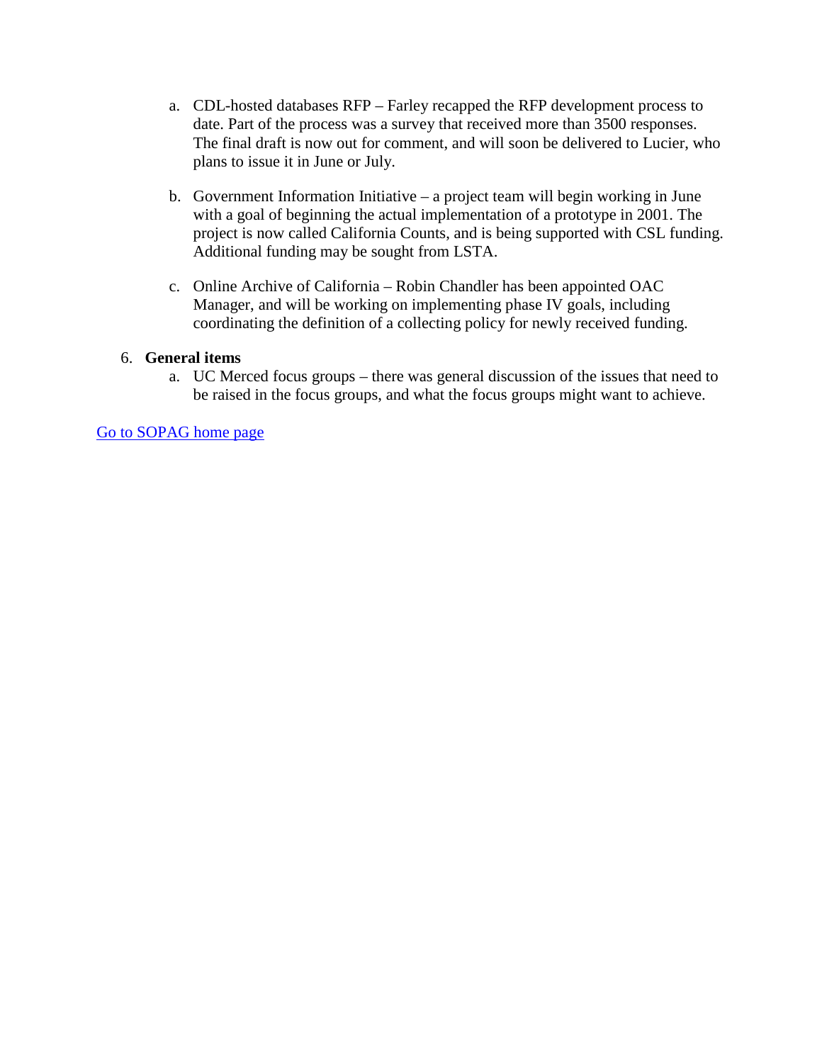a. CDL-hosted databases RFP – Farley recapped the RFP development process to date. Part of the process was a survey that received more than 3500 responses. The final draft is now out for comment, and will soon be delivered to Lucier, who plans to issue it in June or July.

   b. Government Information Initiative – a project team will begin working in June with a goal of beginning the actual implementation of a prototype in 2001. The project is now called California Counts, and is being supported with CSL funding. Additional funding may be sought from LSTA.

   c. Online Archive of California – Robin Chandler has been appointed OAC Manager, and will be working on implementing phase IV goals, including coordinating the definition of a collecting policy for newly received funding.

6. **General items**
   a. UC Merced focus groups – there was general discussion of the issues that need to be raised in the focus groups, and what the focus groups might want to achieve.

Go to SOPAG home page